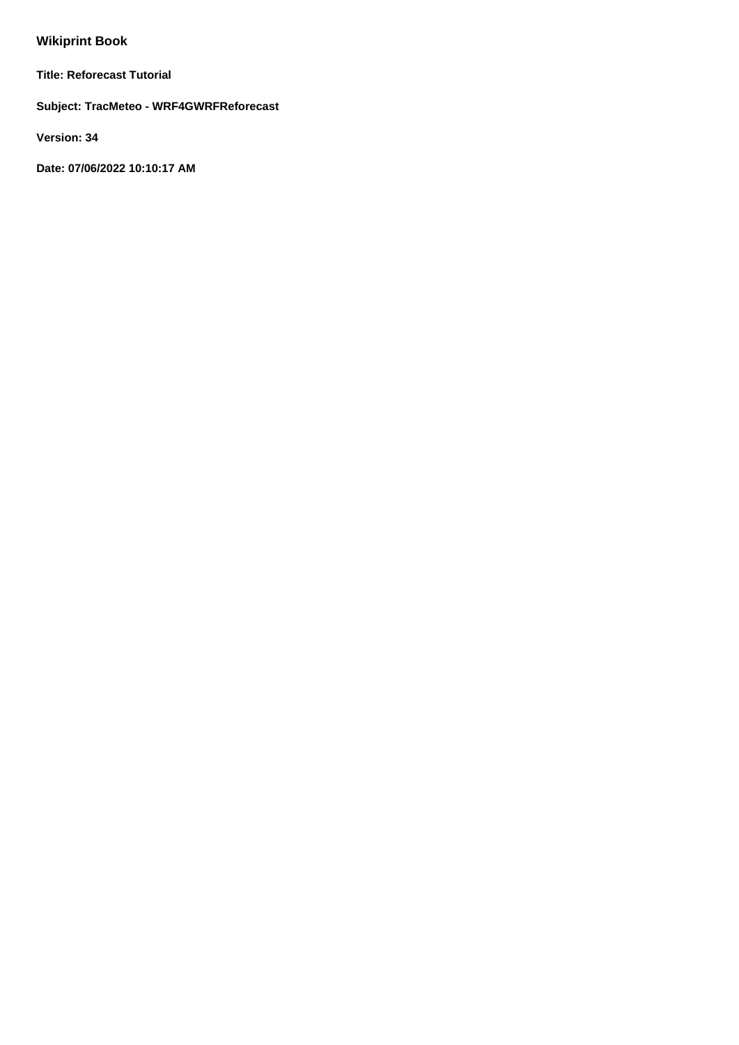# Wikiprint Book

**Title: Reforecast Tutorial**

**Subject: TracMeteo - WRF4GWRFReforecast**

**Version: 34**

**Date: 07/06/2022 10:10:17 AM**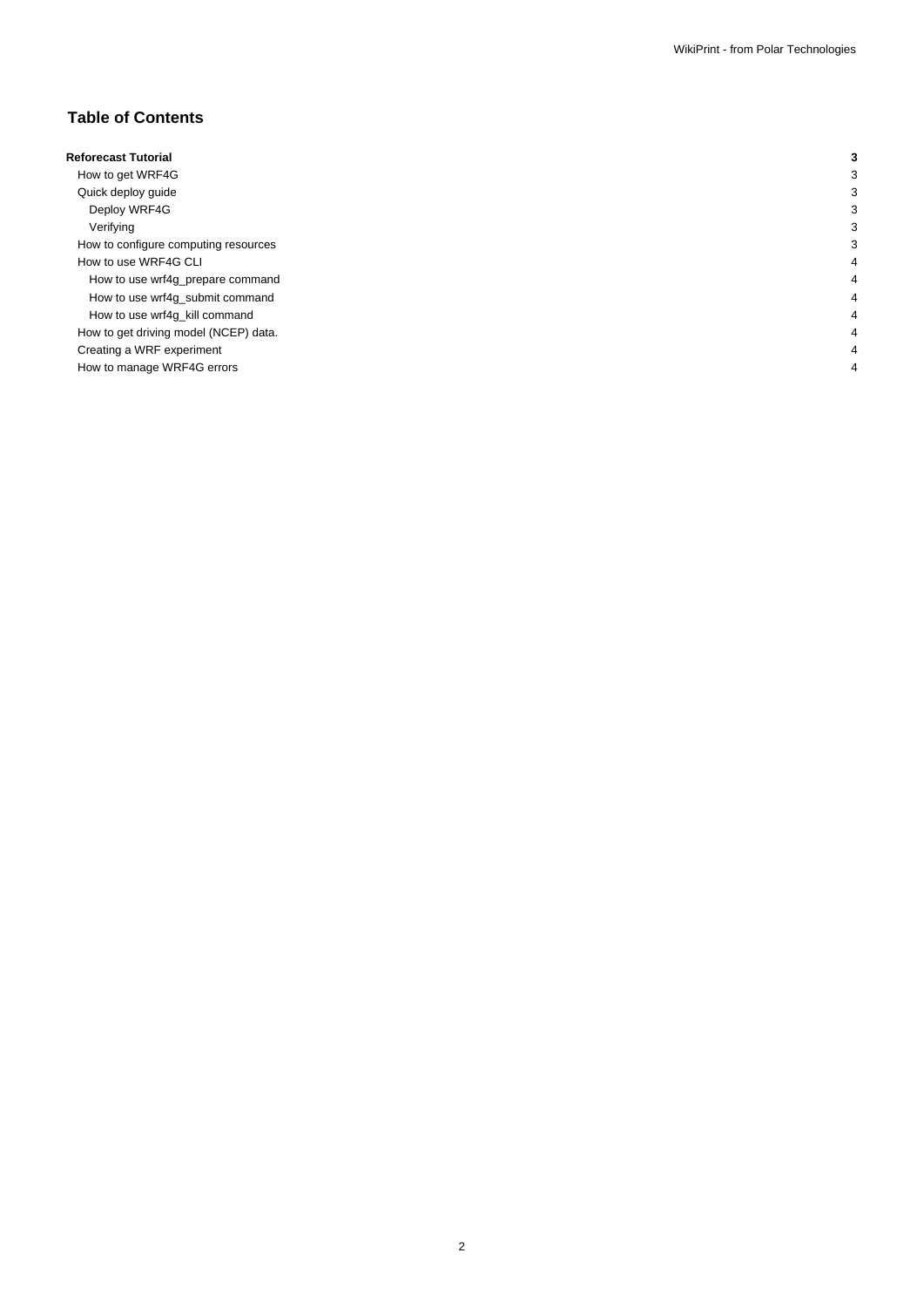# Table of Contents

| | |
|---|---|
| **Reforecast Tutorial** | **3** |
| How to get WRF4G | 3 |
| Quick deploy guide | 3 |
| Deploy WRF4G | 3 |
| Verifying | 3 |
| How to configure computing resources | 3 |
| How to use WRF4G CLI | 4 |
| How to use wrf4g_prepare command | 4 |
| How to use wrf4g_submit command | 4 |
| How to use wrf4g_kill command | 4 |
| How to get driving model (NCEP) data. | 4 |
| Creating a WRF experiment | 4 |
| How to manage WRF4G errors | 4 |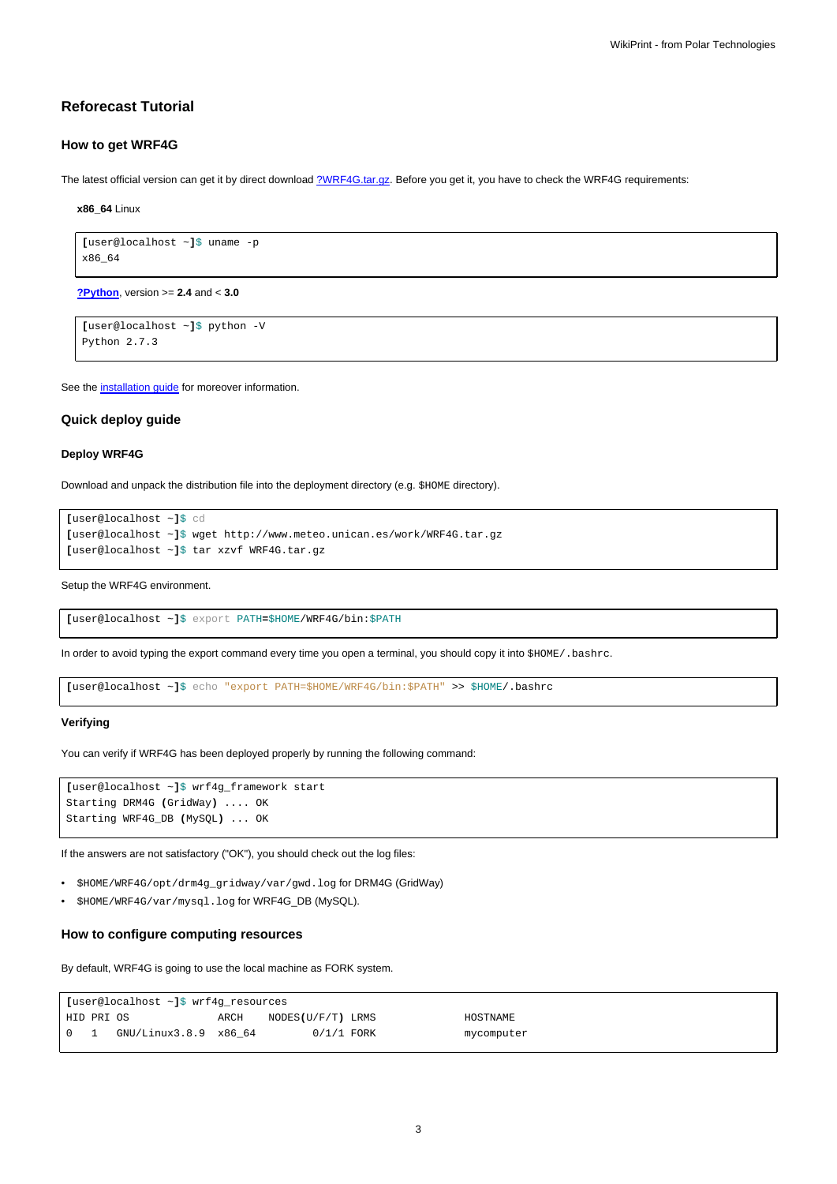## Reforecast Tutorial

### How to get WRF4G

The latest official version can get it by direct download ?WRF4G.tar.gz. Before you get it, you have to check the WRF4G requirements:

**x86_64** Linux

```
[user@localhost ~]$ uname -p
x86_64
```

**?Python**, version >= **2.4** and < **3.0**

```
[user@localhost ~]$ python -V
Python 2.7.3
```

See the installation guide for moreover information.

### Quick deploy guide

#### Deploy WRF4G

Download and unpack the distribution file into the deployment directory (e.g. `$HOME` directory).

```
[user@localhost ~]$ cd
[user@localhost ~]$ wget http://www.meteo.unican.es/work/WRF4G.tar.gz
[user@localhost ~]$ tar xzvf WRF4G.tar.gz
```

Setup the WRF4G environment.

```
[user@localhost ~]$ export PATH=$HOME/WRF4G/bin:$PATH
```

In order to avoid typing the export command every time you open a terminal, you should copy it into `$HOME/.bashrc`.

```
[user@localhost ~]$ echo "export PATH=$HOME/WRF4G/bin:$PATH" >> $HOME/.bashrc
```

#### Verifying

You can verify if WRF4G has been deployed properly by running the following command:

```
[user@localhost ~]$ wrf4g_framework start
Starting DRM4G (GridWay) .... OK
Starting WRF4G_DB (MySQL) ... OK
```

If the answers are not satisfactory ("OK"), you should check out the log files:

- `$HOME/WRF4G/opt/drm4g_gridway/var/gwd.log` for DRM4G (GridWay)
- `$HOME/WRF4G/var/mysql.log` for WRF4G_DB (MySQL).

### How to configure computing resources

By default, WRF4G is going to use the local machine as FORK system.

```
[user@localhost ~]$ wrf4g_resources
HID PRI OS              ARCH    NODES(U/F/T) LRMS               HOSTNAME
0   1   GNU/Linux3.8.9  x86_64         0/1/1 FORK               mycomputer
```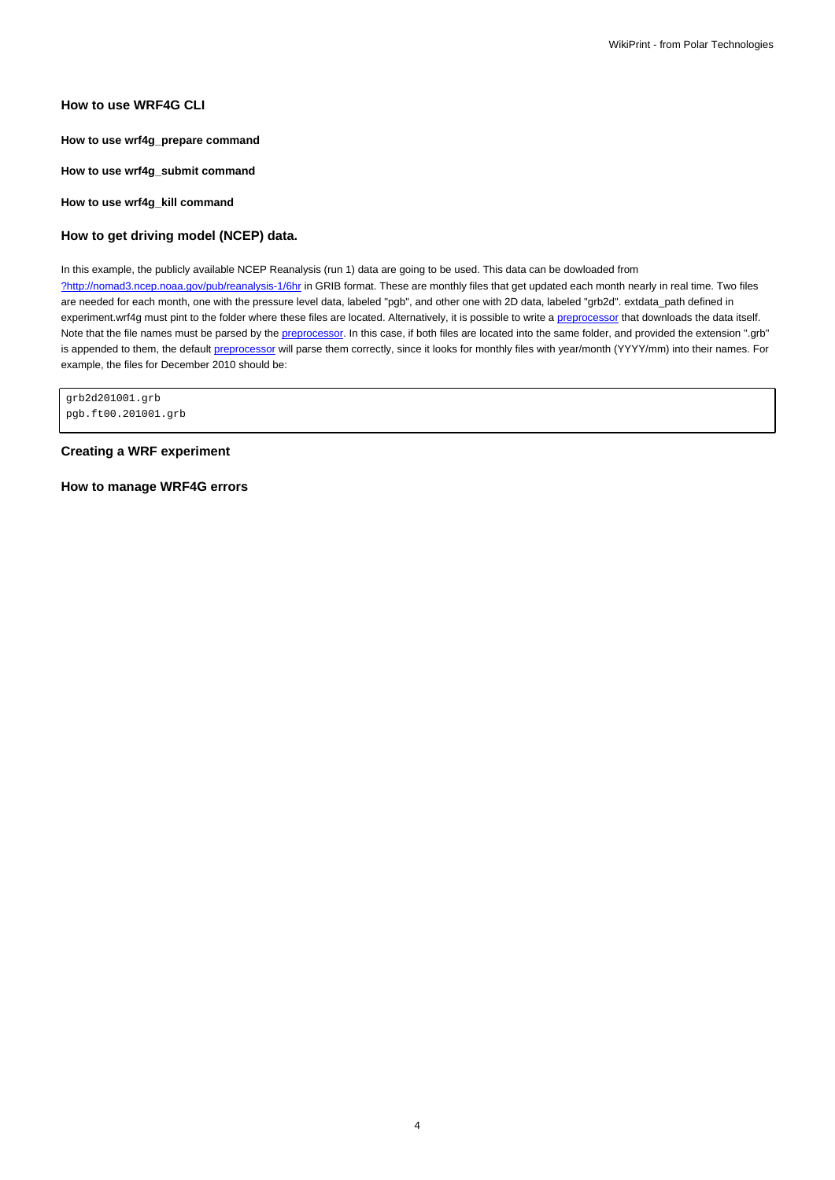## How to use WRF4G CLI

### How to use wrf4g_prepare command

### How to use wrf4g_submit command

### How to use wrf4g_kill command

## How to get driving model (NCEP) data.

In this example, the publicly available NCEP Reanalysis (run 1) data are going to be used. This data can be dowloaded from [?http://nomad3.ncep.noaa.gov/pub/reanalysis-1/6hr](http://nomad3.ncep.noaa.gov/pub/reanalysis-1/6hr) in GRIB format. These are monthly files that get updated each month nearly in real time. Two files are needed for each month, one with the pressure level data, labeled "pgb", and other one with 2D data, labeled "grb2d". extdata_path defined in experiment.wrf4g must pint to the folder where these files are located. Alternatively, it is possible to write a preprocessor that downloads the data itself. Note that the file names must be parsed by the preprocessor. In this case, if both files are located into the same folder, and provided the extension ".grb" is appended to them, the default preprocessor will parse them correctly, since it looks for monthly files with year/month (YYYY/mm) into their names. For example, the files for December 2010 should be:

```
grb2d201001.grb
pgb.ft00.201001.grb
```

## Creating a WRF experiment

## How to manage WRF4G errors